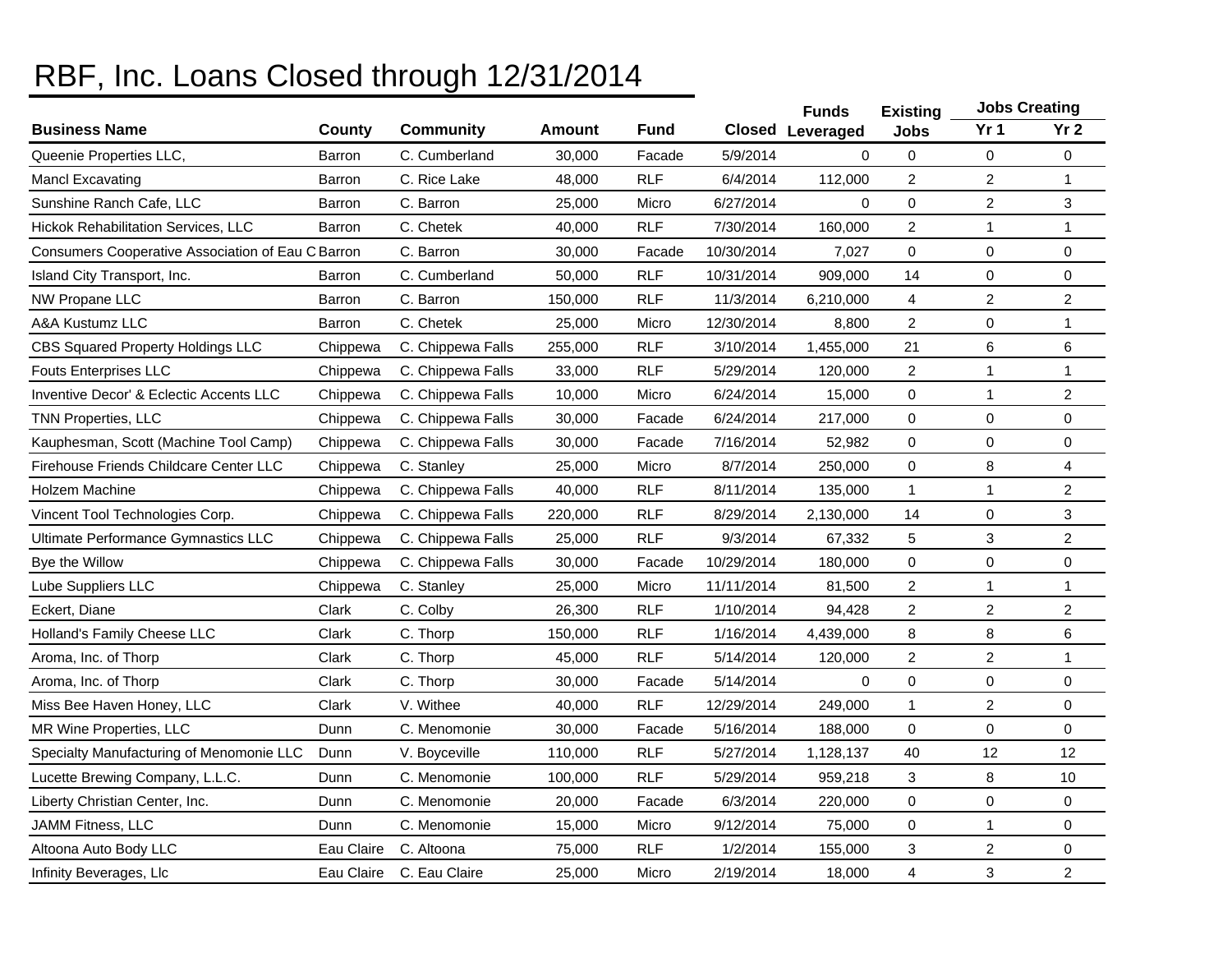# RBF, Inc. Loans Closed through 12/31/2014

| Business Name | County | Community | Amount | Fund | Closed | Funds Leveraged | Existing Jobs | Jobs Creating | |
|---|---|---|---|---|---|---|---|---|---|
| | | | | | | | | Yr 1 | Yr 2 |
| Queenie Properties LLC, | Barron | C. Cumberland | 30,000 | Facade | 5/9/2014 | 0 | 0 | 0 | 0 |
| Mancl Excavating | Barron | C. Rice Lake | 48,000 | RLF | 6/4/2014 | 112,000 | 2 | 2 | 1 |
| Sunshine Ranch Cafe, LLC | Barron | C. Barron | 25,000 | Micro | 6/27/2014 | 0 | 0 | 2 | 3 |
| Hickok Rehabilitation Services, LLC | Barron | C. Chetek | 40,000 | RLF | 7/30/2014 | 160,000 | 2 | 1 | 1 |
| Consumers Cooperative Association of Eau C | Barron | C. Barron | 30,000 | Facade | 10/30/2014 | 7,027 | 0 | 0 | 0 |
| Island City Transport, Inc. | Barron | C. Cumberland | 50,000 | RLF | 10/31/2014 | 909,000 | 14 | 0 | 0 |
| NW Propane LLC | Barron | C. Barron | 150,000 | RLF | 11/3/2014 | 6,210,000 | 4 | 2 | 2 |
| A&A Kustumz LLC | Barron | C. Chetek | 25,000 | Micro | 12/30/2014 | 8,800 | 2 | 0 | 1 |
| CBS Squared Property Holdings LLC | Chippewa | C. Chippewa Falls | 255,000 | RLF | 3/10/2014 | 1,455,000 | 21 | 6 | 6 |
| Fouts Enterprises LLC | Chippewa | C. Chippewa Falls | 33,000 | RLF | 5/29/2014 | 120,000 | 2 | 1 | 1 |
| Inventive Decor' & Eclectic Accents LLC | Chippewa | C. Chippewa Falls | 10,000 | Micro | 6/24/2014 | 15,000 | 0 | 1 | 2 |
| TNN Properties, LLC | Chippewa | C. Chippewa Falls | 30,000 | Facade | 6/24/2014 | 217,000 | 0 | 0 | 0 |
| Kauphesman, Scott (Machine Tool Camp) | Chippewa | C. Chippewa Falls | 30,000 | Facade | 7/16/2014 | 52,982 | 0 | 0 | 0 |
| Firehouse Friends Childcare Center LLC | Chippewa | C. Stanley | 25,000 | Micro | 8/7/2014 | 250,000 | 0 | 8 | 4 |
| Holzem Machine | Chippewa | C. Chippewa Falls | 40,000 | RLF | 8/11/2014 | 135,000 | 1 | 1 | 2 |
| Vincent Tool Technologies Corp. | Chippewa | C. Chippewa Falls | 220,000 | RLF | 8/29/2014 | 2,130,000 | 14 | 0 | 3 |
| Ultimate Performance Gymnastics LLC | Chippewa | C. Chippewa Falls | 25,000 | RLF | 9/3/2014 | 67,332 | 5 | 3 | 2 |
| Bye the Willow | Chippewa | C. Chippewa Falls | 30,000 | Facade | 10/29/2014 | 180,000 | 0 | 0 | 0 |
| Lube Suppliers LLC | Chippewa | C. Stanley | 25,000 | Micro | 11/11/2014 | 81,500 | 2 | 1 | 1 |
| Eckert, Diane | Clark | C. Colby | 26,300 | RLF | 1/10/2014 | 94,428 | 2 | 2 | 2 |
| Holland's Family Cheese LLC | Clark | C. Thorp | 150,000 | RLF | 1/16/2014 | 4,439,000 | 8 | 8 | 6 |
| Aroma, Inc. of Thorp | Clark | C. Thorp | 45,000 | RLF | 5/14/2014 | 120,000 | 2 | 2 | 1 |
| Aroma, Inc. of Thorp | Clark | C. Thorp | 30,000 | Facade | 5/14/2014 | 0 | 0 | 0 | 0 |
| Miss Bee Haven Honey, LLC | Clark | V. Withee | 40,000 | RLF | 12/29/2014 | 249,000 | 1 | 2 | 0 |
| MR Wine Properties, LLC | Dunn | C. Menomonie | 30,000 | Facade | 5/16/2014 | 188,000 | 0 | 0 | 0 |
| Specialty Manufacturing of Menomonie LLC | Dunn | V. Boyceville | 110,000 | RLF | 5/27/2014 | 1,128,137 | 40 | 12 | 12 |
| Lucette Brewing Company, L.L.C. | Dunn | C. Menomonie | 100,000 | RLF | 5/29/2014 | 959,218 | 3 | 8 | 10 |
| Liberty Christian Center, Inc. | Dunn | C. Menomonie | 20,000 | Facade | 6/3/2014 | 220,000 | 0 | 0 | 0 |
| JAMM Fitness, LLC | Dunn | C. Menomonie | 15,000 | Micro | 9/12/2014 | 75,000 | 0 | 1 | 0 |
| Altoona Auto Body LLC | Eau Claire | C. Altoona | 75,000 | RLF | 1/2/2014 | 155,000 | 3 | 2 | 0 |
| Infinity Beverages, Llc | Eau Claire | C. Eau Claire | 25,000 | Micro | 2/19/2014 | 18,000 | 4 | 3 | 2 |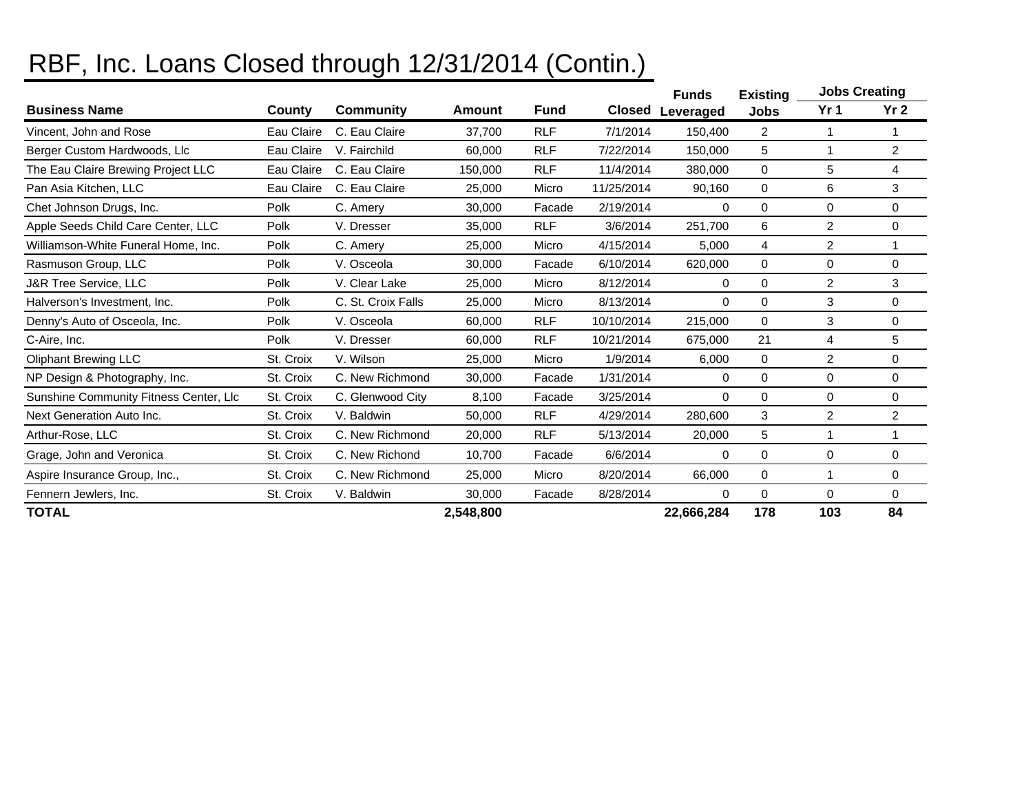# RBF, Inc. Loans Closed through 12/31/2014 (Contin.)

| Business Name | County | Community | Amount | Fund | Closed | Funds Leveraged | Existing Jobs | Jobs Creating | |
|---|---|---|---|---|---|---|---|---|---|
| | | | | | | | | Yr 1 | Yr 2 |
| Vincent, John and Rose | Eau Claire | C. Eau Claire | 37,700 | RLF | 7/1/2014 | 150,400 | 2 | 1 | 1 |
| Berger Custom Hardwoods, Llc | Eau Claire | V. Fairchild | 60,000 | RLF | 7/22/2014 | 150,000 | 5 | 1 | 2 |
| The Eau Claire Brewing Project LLC | Eau Claire | C. Eau Claire | 150,000 | RLF | 11/4/2014 | 380,000 | 0 | 5 | 4 |
| Pan Asia Kitchen, LLC | Eau Claire | C. Eau Claire | 25,000 | Micro | 11/25/2014 | 90,160 | 0 | 6 | 3 |
| Chet Johnson Drugs, Inc. | Polk | C. Amery | 30,000 | Facade | 2/19/2014 | 0 | 0 | 0 | 0 |
| Apple Seeds Child Care Center, LLC | Polk | V. Dresser | 35,000 | RLF | 3/6/2014 | 251,700 | 6 | 2 | 0 |
| Williamson-White Funeral Home, Inc. | Polk | C. Amery | 25,000 | Micro | 4/15/2014 | 5,000 | 4 | 2 | 1 |
| Rasmuson Group, LLC | Polk | V. Osceola | 30,000 | Facade | 6/10/2014 | 620,000 | 0 | 0 | 0 |
| J&R Tree Service, LLC | Polk | V. Clear Lake | 25,000 | Micro | 8/12/2014 | 0 | 0 | 2 | 3 |
| Halverson's Investment, Inc. | Polk | C. St. Croix Falls | 25,000 | Micro | 8/13/2014 | 0 | 0 | 3 | 0 |
| Denny's Auto of Osceola, Inc. | Polk | V. Osceola | 60,000 | RLF | 10/10/2014 | 215,000 | 0 | 3 | 0 |
| C-Aire, Inc. | Polk | V. Dresser | 60,000 | RLF | 10/21/2014 | 675,000 | 21 | 4 | 5 |
| Oliphant Brewing LLC | St. Croix | V. Wilson | 25,000 | Micro | 1/9/2014 | 6,000 | 0 | 2 | 0 |
| NP Design & Photography, Inc. | St. Croix | C. New Richmond | 30,000 | Facade | 1/31/2014 | 0 | 0 | 0 | 0 |
| Sunshine Community Fitness Center, Llc | St. Croix | C. Glenwood City | 8,100 | Facade | 3/25/2014 | 0 | 0 | 0 | 0 |
| Next Generation Auto Inc. | St. Croix | V. Baldwin | 50,000 | RLF | 4/29/2014 | 280,600 | 3 | 2 | 2 |
| Arthur-Rose, LLC | St. Croix | C. New Richmond | 20,000 | RLF | 5/13/2014 | 20,000 | 5 | 1 | 1 |
| Grage, John and Veronica | St. Croix | C. New Richond | 10,700 | Facade | 6/6/2014 | 0 | 0 | 0 | 0 |
| Aspire Insurance Group, Inc., | St. Croix | C. New Richmond | 25,000 | Micro | 8/20/2014 | 66,000 | 0 | 1 | 0 |
| Fennern Jewlers, Inc. | St. Croix | V. Baldwin | 30,000 | Facade | 8/28/2014 | 0 | 0 | 0 | 0 |
| **TOTAL** | | | **2,548,800** | | | **22,666,284** | **178** | **103** | **84** |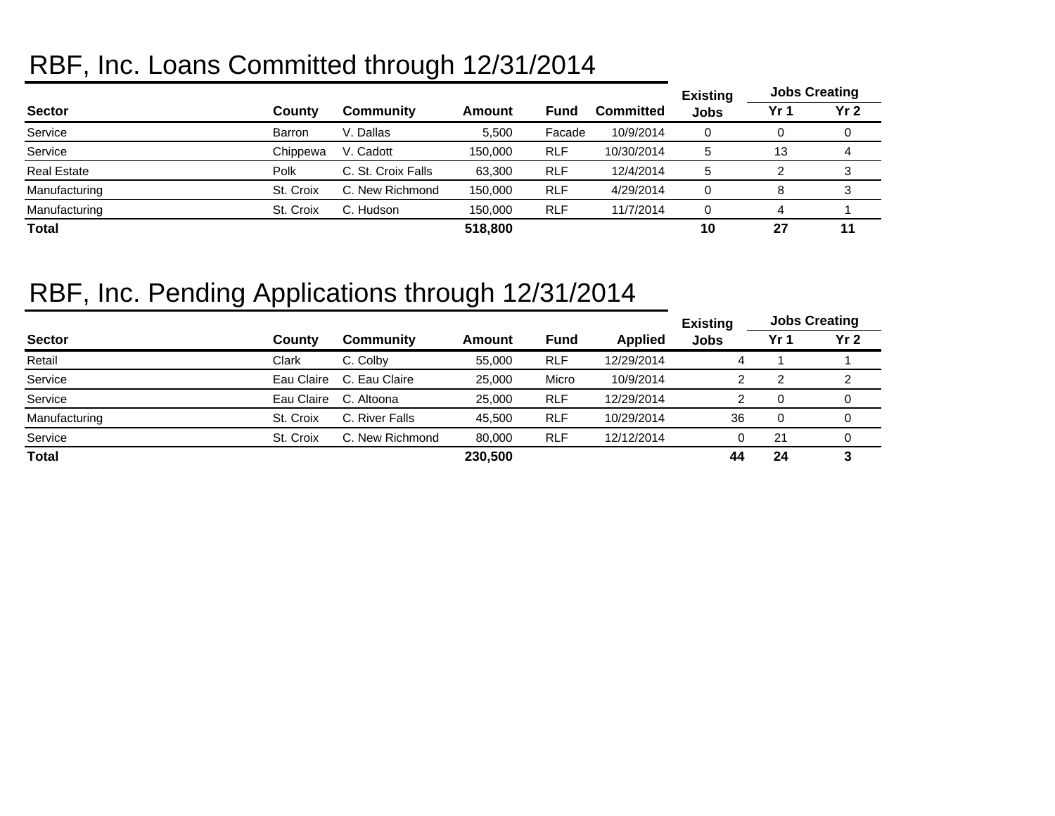# RBF, Inc. Loans Committed through 12/31/2014

| Sector | County | Community | Amount | Fund | Committed | Existing Jobs | Jobs Creating Yr 1 | Jobs Creating Yr 2 |
|---|---|---|---|---|---|---|---|---|
| Service | Barron | V. Dallas | 5,500 | Facade | 10/9/2014 | 0 | 0 | 0 |
| Service | Chippewa | V. Cadott | 150,000 | RLF | 10/30/2014 | 5 | 13 | 4 |
| Real Estate | Polk | C. St. Croix Falls | 63,300 | RLF | 12/4/2014 | 5 | 2 | 3 |
| Manufacturing | St. Croix | C. New Richmond | 150,000 | RLF | 4/29/2014 | 0 | 8 | 3 |
| Manufacturing | St. Croix | C. Hudson | 150,000 | RLF | 11/7/2014 | 0 | 4 | 1 |
| **Total** | | | **518,800** | | | **10** | **27** | **11** |

# RBF, Inc. Pending Applications through 12/31/2014

| Sector | County | Community | Amount | Fund | Applied | Existing Jobs | Jobs Creating Yr 1 | Jobs Creating Yr 2 |
|---|---|---|---|---|---|---|---|---|
| Retail | Clark | C. Colby | 55,000 | RLF | 12/29/2014 | 4 | 1 | 1 |
| Service | Eau Claire | C. Eau Claire | 25,000 | Micro | 10/9/2014 | 2 | 2 | 2 |
| Service | Eau Claire | C. Altoona | 25,000 | RLF | 12/29/2014 | 2 | 0 | 0 |
| Manufacturing | St. Croix | C. River Falls | 45,500 | RLF | 10/29/2014 | 36 | 0 | 0 |
| Service | St. Croix | C. New Richmond | 80,000 | RLF | 12/12/2014 | 0 | 21 | 0 |
| **Total** | | | **230,500** | | | **44** | **24** | **3** |